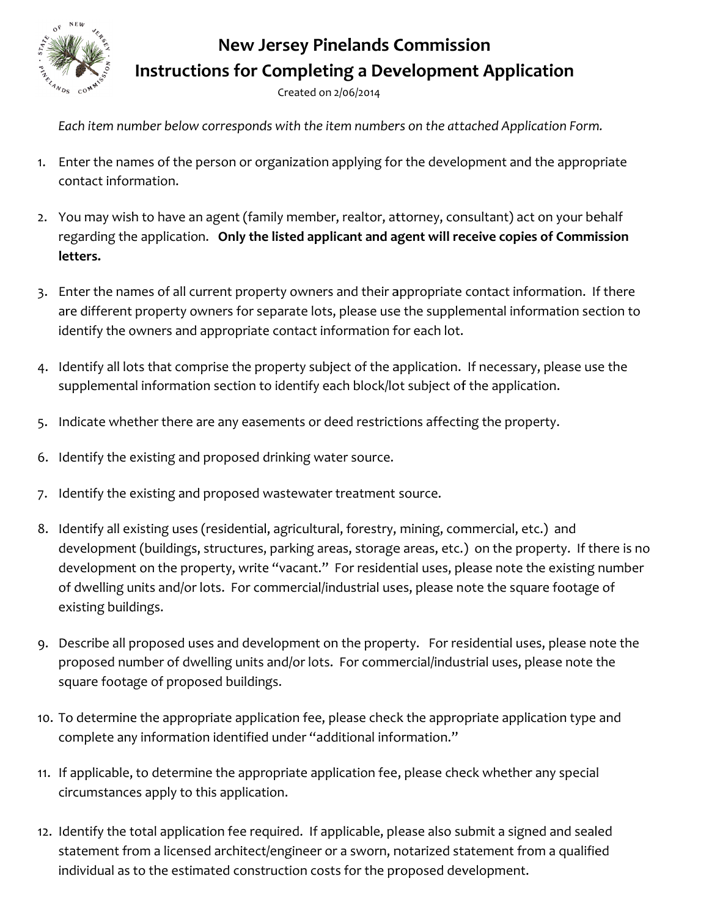# New Jersey Pinelands Commission
## Instructions for Completing a Development Application

Created on 2/06/2014

*Each item number below corresponds with the item numbers on the attached Application Form.*

1. Enter the names of the person or organization applying for the development and the appropriate contact information.

2. You may wish to have an agent (family member, realtor, attorney, consultant) act on your behalf regarding the application. **Only the listed applicant and agent will receive copies of Commission letters.**

3. Enter the names of all current property owners and their appropriate contact information. If there are different property owners for separate lots, please use the supplemental information section to identify the owners and appropriate contact information for each lot.

4. Identify all lots that comprise the property subject of the application. If necessary, please use the supplemental information section to identify each block/lot subject of the application.

5. Indicate whether there are any easements or deed restrictions affecting the property.

6. Identify the existing and proposed drinking water source.

7. Identify the existing and proposed wastewater treatment source.

8. Identify all existing uses (residential, agricultural, forestry, mining, commercial, etc.) and development (buildings, structures, parking areas, storage areas, etc.) on the property. If there is no development on the property, write "vacant." For residential uses, please note the existing number of dwelling units and/or lots. For commercial/industrial uses, please note the square footage of existing buildings.

9. Describe all proposed uses and development on the property. For residential uses, please note the proposed number of dwelling units and/or lots. For commercial/industrial uses, please note the square footage of proposed buildings.

10. To determine the appropriate application fee, please check the appropriate application type and complete any information identified under "additional information."

11. If applicable, to determine the appropriate application fee, please check whether any special circumstances apply to this application.

12. Identify the total application fee required. If applicable, please also submit a signed and sealed statement from a licensed architect/engineer or a sworn, notarized statement from a qualified individual as to the estimated construction costs for the proposed development.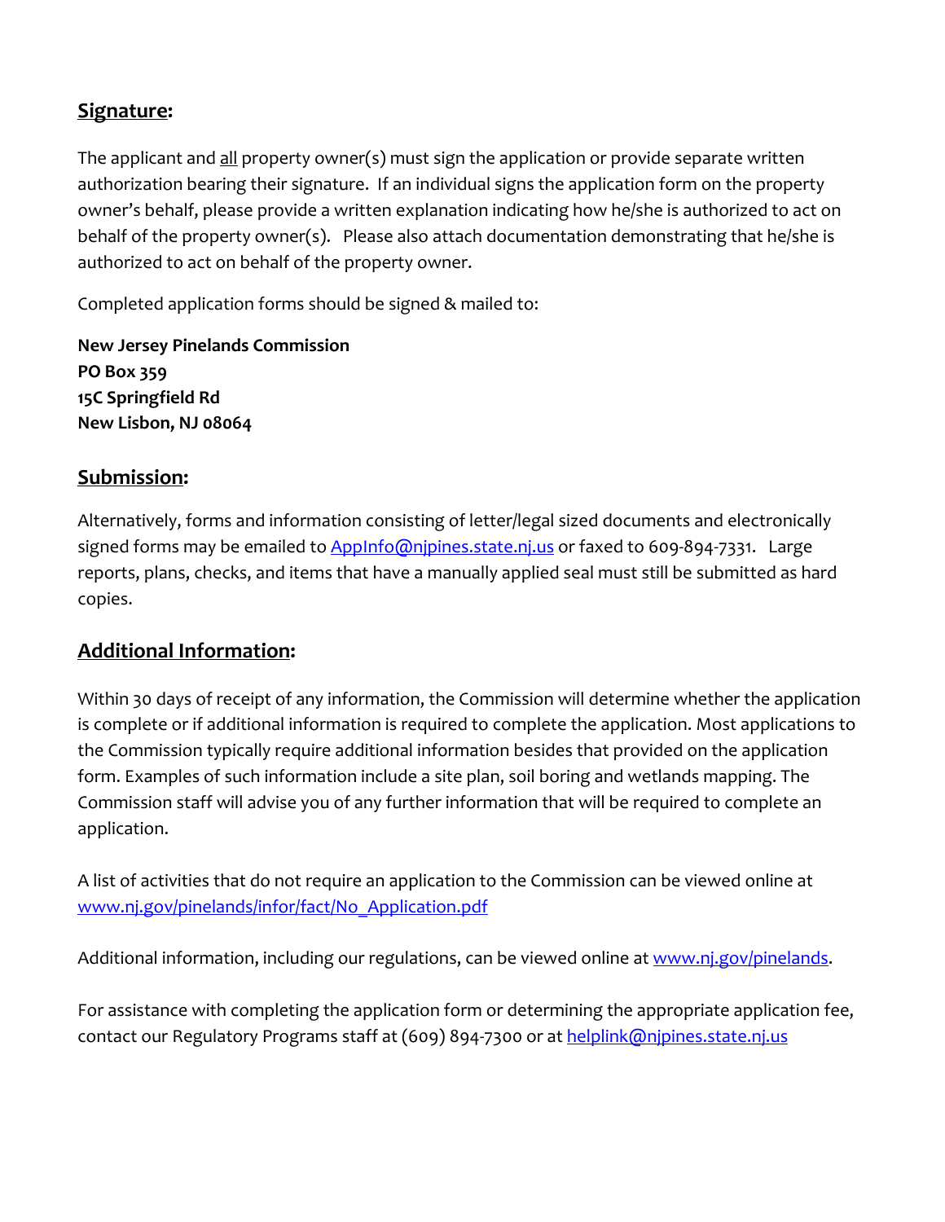## **Signature:**

The applicant and all property owner(s) must sign the application or provide separate written authorization bearing their signature. If an individual signs the application form on the property owner's behalf, please provide a written explanation indicating how he/she is authorized to act on behalf of the property owner(s). Please also attach documentation demonstrating that he/she is authorized to act on behalf of the property owner.

Completed application forms should be signed & mailed to:

**New Jersey Pinelands Commission**
**PO Box 359**
**15C Springfield Rd**
**New Lisbon, NJ 08064**

## **Submission:**

Alternatively, forms and information consisting of letter/legal sized documents and electronically signed forms may be emailed to AppInfo@njpines.state.nj.us or faxed to 609-894-7331. Large reports, plans, checks, and items that have a manually applied seal must still be submitted as hard copies.

## **Additional Information:**

Within 30 days of receipt of any information, the Commission will determine whether the application is complete or if additional information is required to complete the application. Most applications to the Commission typically require additional information besides that provided on the application form. Examples of such information include a site plan, soil boring and wetlands mapping. The Commission staff will advise you of any further information that will be required to complete an application.

A list of activities that do not require an application to the Commission can be viewed online at www.nj.gov/pinelands/infor/fact/No_Application.pdf

Additional information, including our regulations, can be viewed online at www.nj.gov/pinelands.

For assistance with completing the application form or determining the appropriate application fee, contact our Regulatory Programs staff at (609) 894-7300 or at helplink@njpines.state.nj.us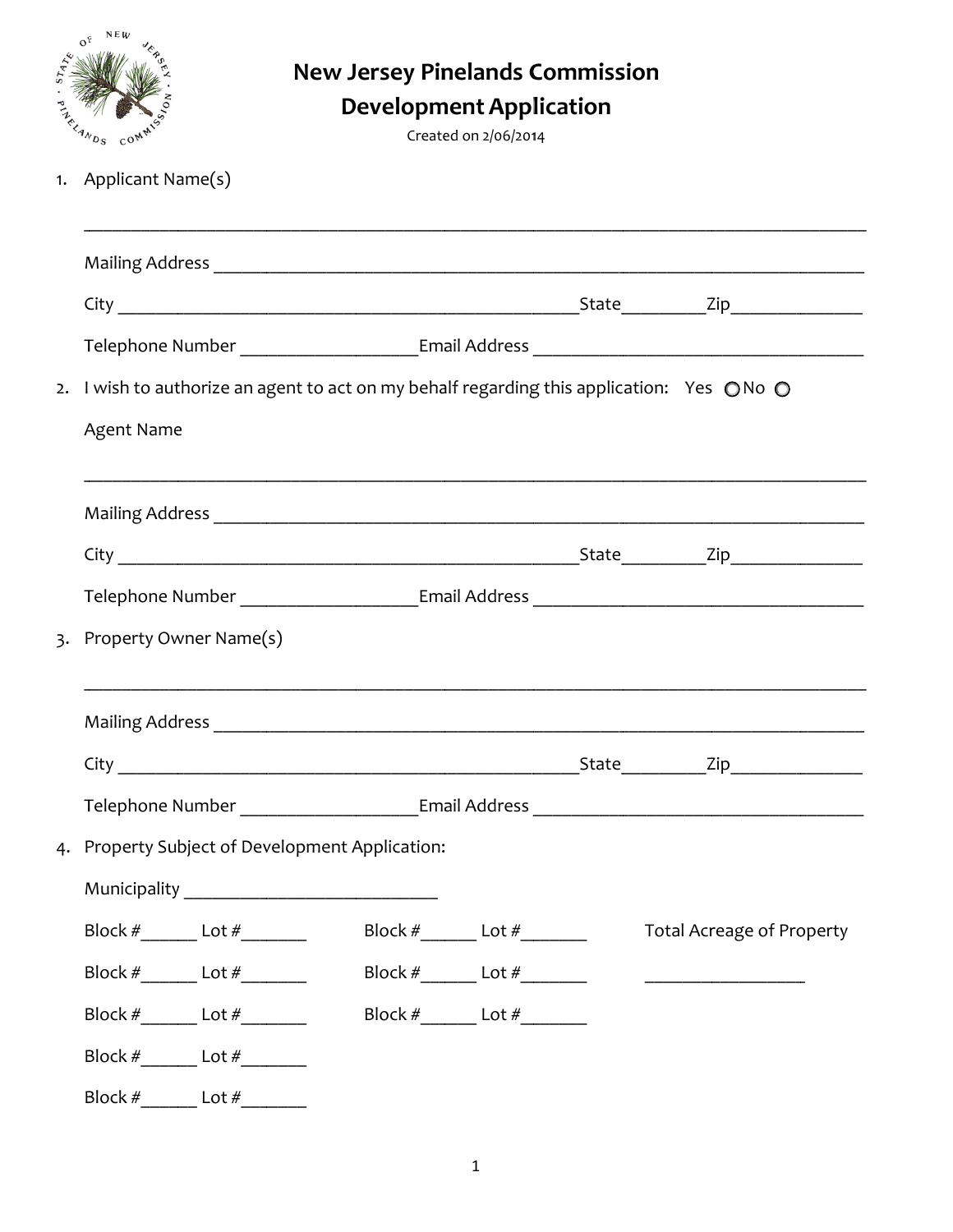# New Jersey Pinelands Commission
# Development Application

Created on 2/06/2014

1. Applicant Name(s)

   ______________________________________________________________________________

   Mailing Address ______________________________________________________________

   City ___________________________________________State_________Zip______________

   Telephone Number ___________________Email Address ____________________________________

2. I wish to authorize an agent to act on my behalf regarding this application: Yes ○ No ○

   Agent Name

   ______________________________________________________________________________

   Mailing Address ______________________________________________________________

   City ___________________________________________State_________Zip______________

   Telephone Number ___________________Email Address ____________________________________

3. Property Owner Name(s)

   ______________________________________________________________________________

   Mailing Address ______________________________________________________________

   City ___________________________________________State_________Zip______________

   Telephone Number ___________________Email Address ____________________________________

4. Property Subject of Development Application:

   Municipality ____________________________

   Block #______ Lot #_______ Block #______ Lot #_______ Total Acreage of Property

   Block #______ Lot #_______ Block #______ Lot #_______ __________________

   Block #______ Lot #_______ Block #______ Lot #_______

   Block #______ Lot #_______

   Block #______ Lot #_______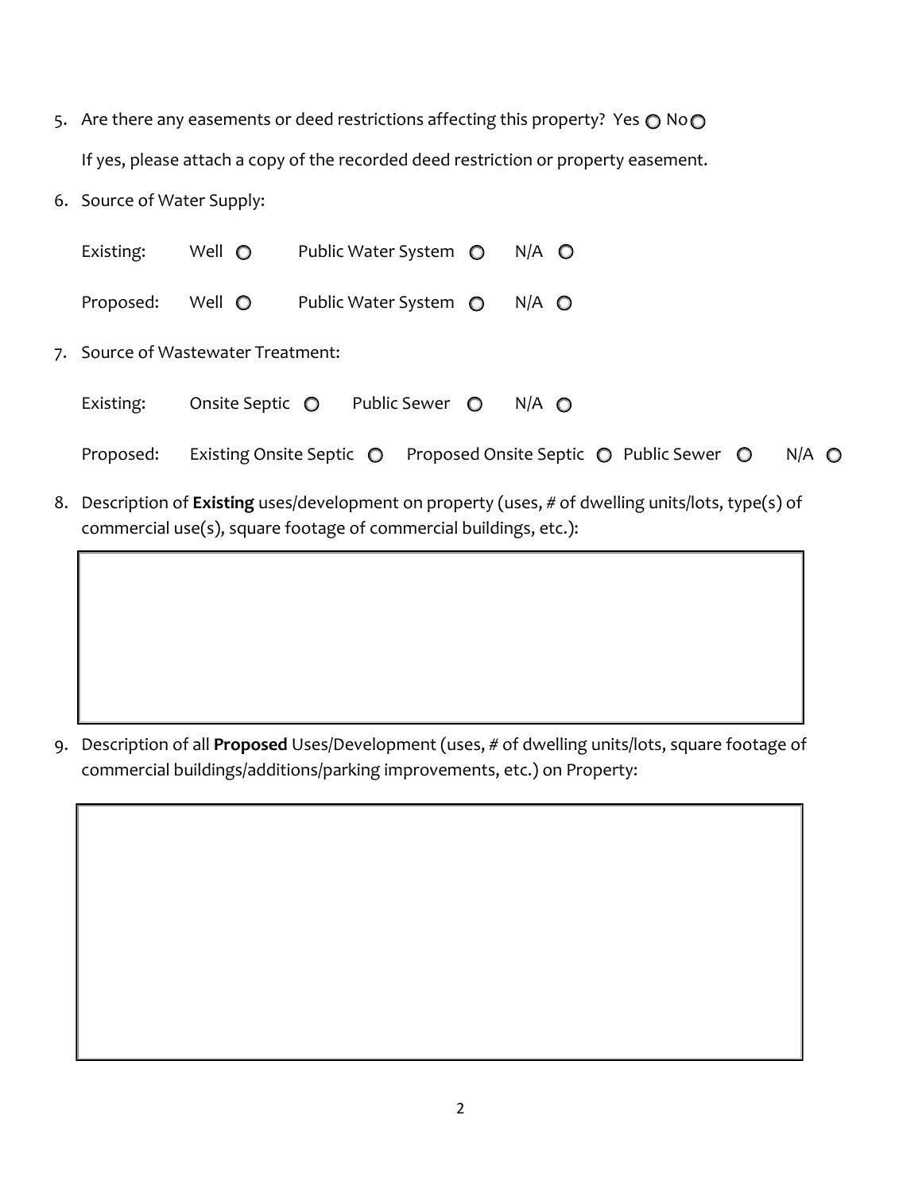5. Are there any easements or deed restrictions affecting this property? Yes ○ No ○

   If yes, please attach a copy of the recorded deed restriction or property easement.

6. Source of Water Supply:

   Existing: Well ○ Public Water System ○ N/A ○

   Proposed: Well ○ Public Water System ○ N/A ○

7. Source of Wastewater Treatment:

   Existing: Onsite Septic ○ Public Sewer ○ N/A ○

   Proposed: Existing Onsite Septic ○ Proposed Onsite Septic ○ Public Sewer ○ N/A ○

8. Description of **Existing** uses/development on property (uses, # of dwelling units/lots, type(s) of commercial use(s), square footage of commercial buildings, etc.):

9. Description of all **Proposed** Uses/Development (uses, # of dwelling units/lots, square footage of commercial buildings/additions/parking improvements, etc.) on Property: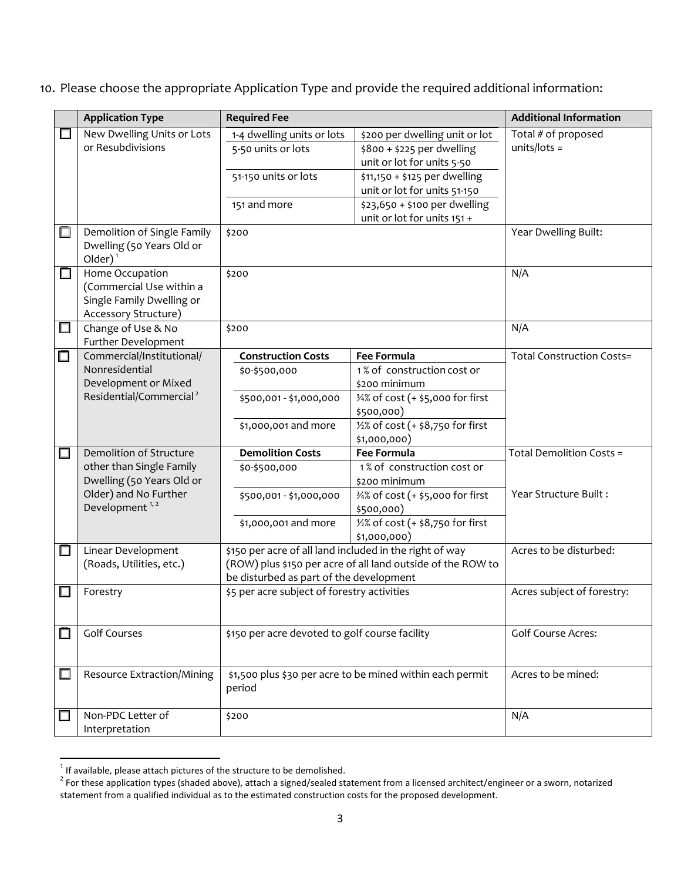10. Please choose the appropriate Application Type and provide the required additional information:

| | Application Type | Required Fee | | Additional Information |
|---|---|---|---|---|
| ☐ | New Dwelling Units or Lots or Resubdivisions | 1-4 dwelling units or lots | $200 per dwelling unit or lot | Total # of proposed units/lots = |
| | | 5-50 units or lots | $800 + $225 per dwelling unit or lot for units 5-50 | |
| | | 51-150 units or lots | $11,150 + $125 per dwelling unit or lot for units 51-150 | |
| | | 151 and more | $23,650 + $100 per dwelling unit or lot for units 151 + | |
| ☐ | Demolition of Single Family Dwelling (50 Years Old or Older) [1] | $200 | | Year Dwelling Built: |
| ☐ | Home Occupation (Commercial Use within a Single Family Dwelling or Accessory Structure) | $200 | | N/A |
| ☐ | Change of Use & No Further Development | $200 | | N/A |
| ☐ | Commercial/Institutional/ Nonresidential Development or Mixed Residential/Commercial [2] | **Construction Costs** | **Fee Formula** | Total Construction Costs= |
| | | $0-$500,000 | 1% of construction cost or $200 minimum | |
| | | $500,001 - $1,000,000 | ¾% of cost (+ $5,000 for first $500,000) | |
| | | $1,000,001 and more | ½% of cost (+ $8,750 for first $1,000,000) | |
| ☐ | Demolition of Structure other than Single Family Dwelling (50 Years Old or Older) and No Further Development [1, 2] | **Demolition Costs** | **Fee Formula** | Total Demolition Costs = |
| | | $0-$500,000 | 1% of construction cost or $200 minimum | |
| | | $500,001 - $1,000,000 | ¾% of cost (+ $5,000 for first $500,000) | Year Structure Built : |
| | | $1,000,001 and more | ½% of cost (+ $8,750 for first $1,000,000) | |
| ☐ | Linear Development (Roads, Utilities, etc.) | $150 per acre of all land included in the right of way (ROW) plus $150 per acre of all land outside of the ROW to be disturbed as part of the development | | Acres to be disturbed: |
| ☐ | Forestry | $5 per acre subject of forestry activities | | Acres subject of forestry: |
| ☐ | Golf Courses | $150 per acre devoted to golf course facility | | Golf Course Acres: |
| ☐ | Resource Extraction/Mining | $1,500 plus $30 per acre to be mined within each permit period | | Acres to be mined: |
| ☐ | Non-PDC Letter of Interpretation | $200 | | N/A |

[1] If available, please attach pictures of the structure to be demolished.

[2] For these application types (shaded above), attach a signed/sealed statement from a licensed architect/engineer or a sworn, notarized statement from a qualified individual as to the estimated construction costs for the proposed development.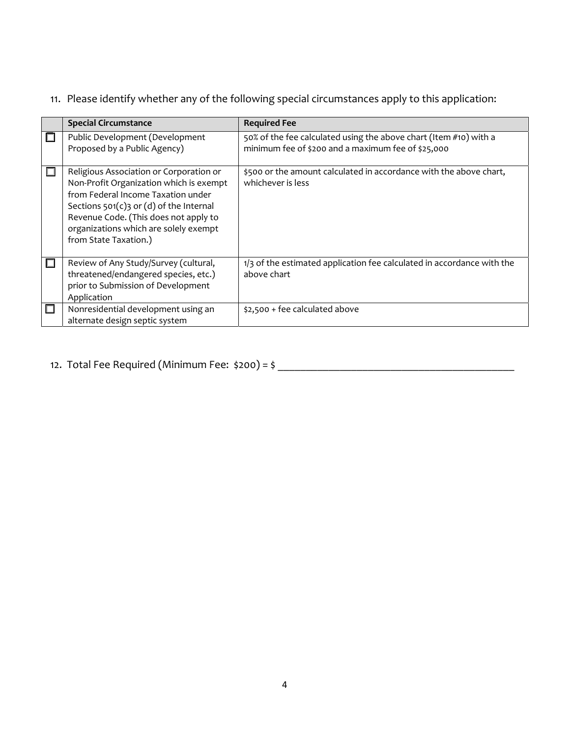11. Please identify whether any of the following special circumstances apply to this application:

| | Special Circumstance | Required Fee |
|---|---|---|
| ☐ | Public Development (Development Proposed by a Public Agency) | 50% of the fee calculated using the above chart (Item #10) with a minimum fee of $200 and a maximum fee of $25,000 |
| ☐ | Religious Association or Corporation or Non-Profit Organization which is exempt from Federal Income Taxation under Sections 501(c)3 or (d) of the Internal Revenue Code. (This does not apply to organizations which are solely exempt from State Taxation.) | $500 or the amount calculated in accordance with the above chart, whichever is less |
| ☐ | Review of Any Study/Survey (cultural, threatened/endangered species, etc.) prior to Submission of Development Application | 1/3 of the estimated application fee calculated in accordance with the above chart |
| ☐ | Nonresidential development using an alternate design septic system | $2,500 + fee calculated above |

12. Total Fee Required (Minimum Fee: $200) = $ ____________________________________________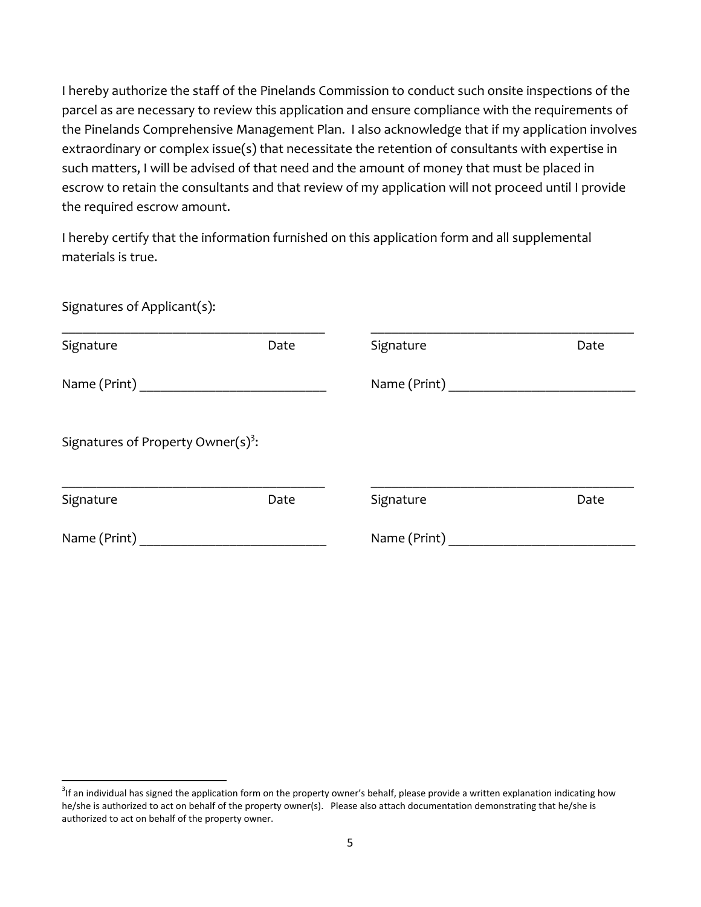I hereby authorize the staff of the Pinelands Commission to conduct such onsite inspections of the parcel as are necessary to review this application and ensure compliance with the requirements of the Pinelands Comprehensive Management Plan. I also acknowledge that if my application involves extraordinary or complex issue(s) that necessitate the retention of consultants with expertise in such matters, I will be advised of that need and the amount of money that must be placed in escrow to retain the consultants and that review of my application will not proceed until I provide the required escrow amount.

I hereby certify that the information furnished on this application form and all supplemental materials is true.

Signatures of Applicant(s):

_______________________________________ &nbsp;&nbsp;&nbsp; _______________________________________
Signature &nbsp;&nbsp;&nbsp;&nbsp;&nbsp;&nbsp;&nbsp;&nbsp;&nbsp;&nbsp; Date &nbsp;&nbsp;&nbsp;&nbsp;&nbsp;&nbsp;&nbsp;&nbsp;&nbsp;&nbsp; Signature &nbsp;&nbsp;&nbsp;&nbsp;&nbsp;&nbsp;&nbsp;&nbsp;&nbsp;&nbsp; Date

Name (Print) ___________________________ &nbsp;&nbsp;&nbsp; Name (Print) ___________________________

Signatures of Property Owner(s)[3]:

_______________________________________ &nbsp;&nbsp;&nbsp; _______________________________________
Signature &nbsp;&nbsp;&nbsp;&nbsp;&nbsp;&nbsp;&nbsp;&nbsp;&nbsp;&nbsp; Date &nbsp;&nbsp;&nbsp;&nbsp;&nbsp;&nbsp;&nbsp;&nbsp;&nbsp;&nbsp; Signature &nbsp;&nbsp;&nbsp;&nbsp;&nbsp;&nbsp;&nbsp;&nbsp;&nbsp;&nbsp; Date

Name (Print) ___________________________ &nbsp;&nbsp;&nbsp; Name (Print) ___________________________

---

[3] If an individual has signed the application form on the property owner's behalf, please provide a written explanation indicating how he/she is authorized to act on behalf of the property owner(s). Please also attach documentation demonstrating that he/she is authorized to act on behalf of the property owner.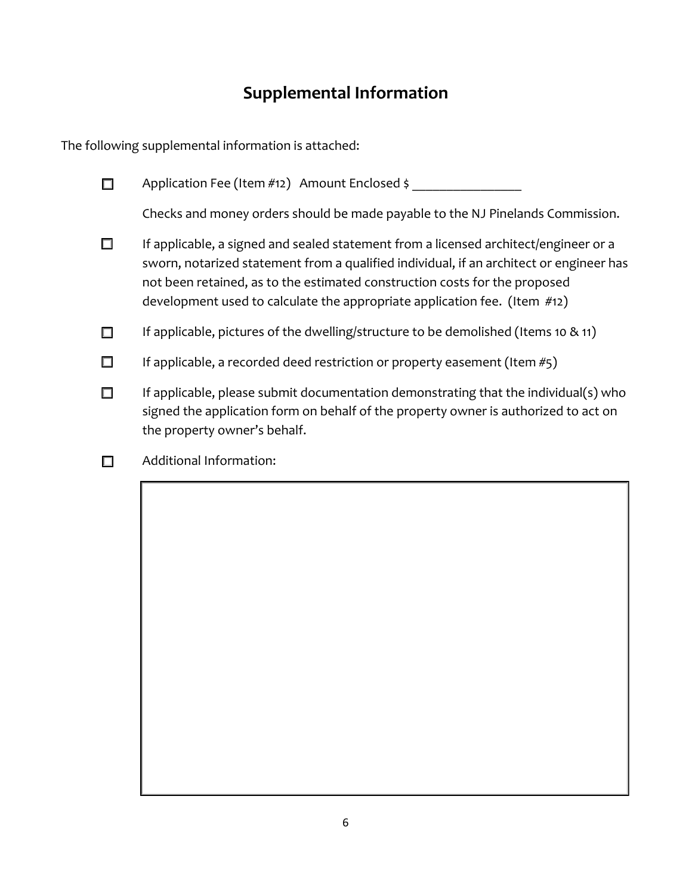## Supplemental Information

The following supplemental information is attached:

- ☐ Application Fee (Item #12) Amount Enclosed $ ________________

  Checks and money orders should be made payable to the NJ Pinelands Commission.

- ☐ If applicable, a signed and sealed statement from a licensed architect/engineer or a sworn, notarized statement from a qualified individual, if an architect or engineer has not been retained, as to the estimated construction costs for the proposed development used to calculate the appropriate application fee. (Item #12)

- ☐ If applicable, pictures of the dwelling/structure to be demolished (Items 10 & 11)

- ☐ If applicable, a recorded deed restriction or property easement (Item #5)

- ☐ If applicable, please submit documentation demonstrating that the individual(s) who signed the application form on behalf of the property owner is authorized to act on the property owner's behalf.

- ☐ Additional Information:

| |
|---|
| |